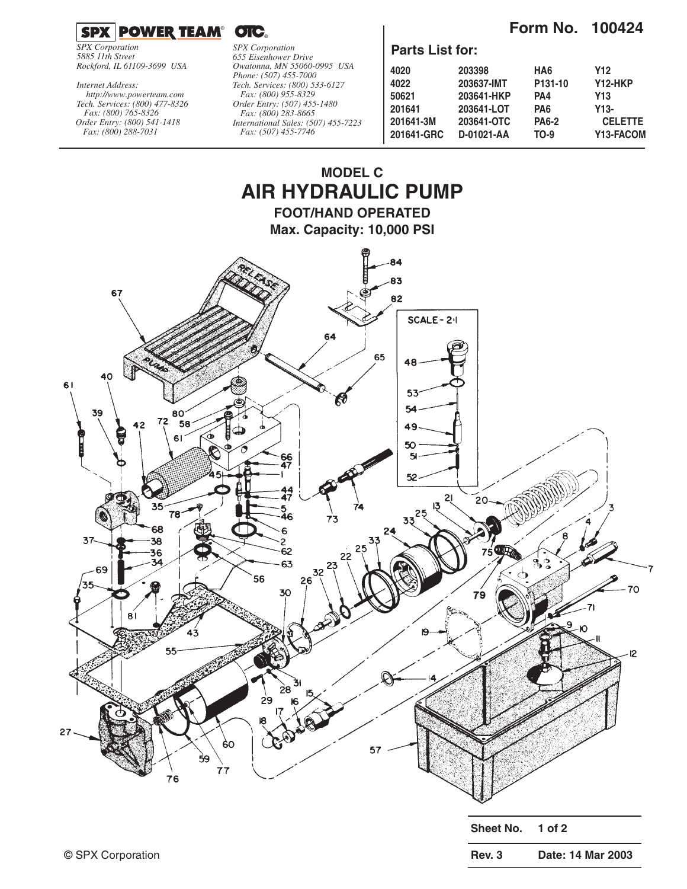**SPX POWER TEAM® OTC®**

*SPX Corporation*
*5885 11th Street*
*Rockford, IL 61109-3699 USA*

*Internet Address:*
*http://www.powerteam.com*
*Tech. Services: (800) 477-8326*
*Fax: (800) 765-8326*
*Order Entry: (800) 541-1418*
*Fax: (800) 288-7031*

*SPX Corporation*
*655 Eisenhower Drive*
*Owatonna, MN 55060-0995 USA*
*Phone: (507) 455-7000*
*Tech. Services: (800) 533-6127*
*Fax: (800) 955-8329*
*Order Entry: (507) 455-1480*
*Fax: (800) 283-8665*
*International Sales: (507) 455-7223*
*Fax: (507) 455-7746*

**Form No. 100424**

**Parts List for:**

| | | | |
|---|---|---|---|
| 4020 | 203398 | HA6 | Y12 |
| 4022 | 203637-IMT | P131-10 | Y12-HKP |
| 50621 | 203641-HKP | PA4 | Y13 |
| 201641 | 203641-LOT | PA6 | Y13-CELETTE |
| 201641-3M | 203641-OTC | PA6-2 | |
| 201641-GRC | D-01021-AA | TO-9 | Y13-FACOM |

## MODEL C
# AIR HYDRAULIC PUMP
### FOOT/HAND OPERATED
### Max. Capacity: 10,000 PSI

SCALE - 2:1

**Sheet No.** 1 of 2

© SPX Corporation

**Rev. 3** **Date: 14 Mar 2003**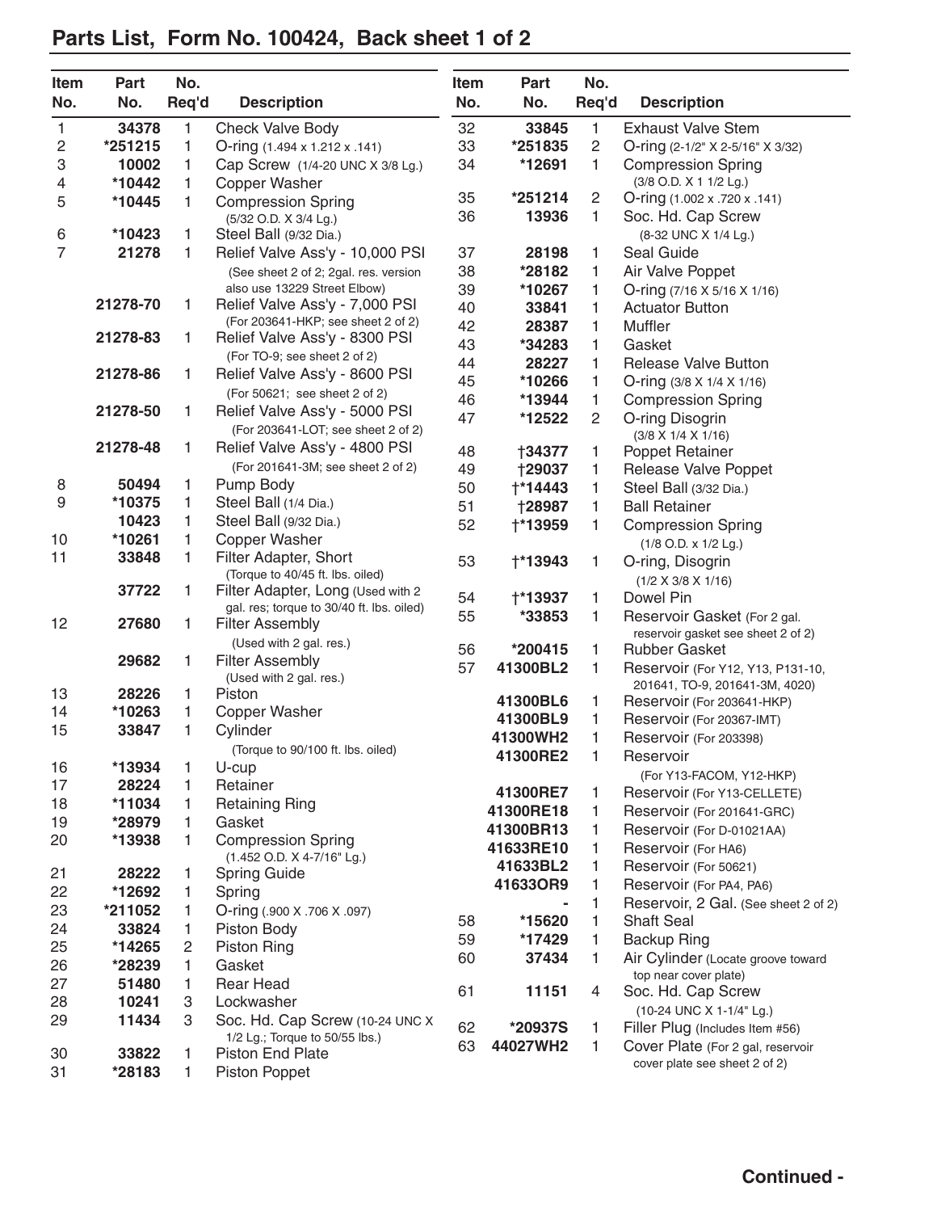## Parts List, Form No. 100424, Back sheet 1 of 2

| Item No. | Part No. | No. Req'd | Description |
|---|---|---|---|
| 1 | 34378 | 1 | Check Valve Body |
| 2 | *251215 | 1 | O-ring (1.494 x 1.212 x .141) |
| 3 | 10002 | 1 | Cap Screw (1/4-20 UNC X 3/8 Lg.) |
| 4 | *10442 | 1 | Copper Washer |
| 5 | *10445 | 1 | Compression Spring (5/32 O.D. X 3/4 Lg.) |
| 6 | *10423 | 1 | Steel Ball (9/32 Dia.) |
| 7 | 21278 | 1 | Relief Valve Ass'y - 10,000 PSI (See sheet 2 of 2; 2gal. res. version also use 13229 Street Elbow) |
| | 21278-70 | 1 | Relief Valve Ass'y - 7,000 PSI (For 203641-HKP; see sheet 2 of 2) |
| | 21278-83 | 1 | Relief Valve Ass'y - 8300 PSI (For TO-9; see sheet 2 of 2) |
| | 21278-86 | 1 | Relief Valve Ass'y - 8600 PSI (For 50621; see sheet 2 of 2) |
| | 21278-50 | 1 | Relief Valve Ass'y - 5000 PSI (For 203641-LOT; see sheet 2 of 2) |
| | 21278-48 | 1 | Relief Valve Ass'y - 4800 PSI (For 201641-3M; see sheet 2 of 2) |
| 8 | 50494 | 1 | Pump Body |
| 9 | *10375 | 1 | Steel Ball (1/4 Dia.) |
| | 10423 | 1 | Steel Ball (9/32 Dia.) |
| 10 | *10261 | 1 | Copper Washer |
| 11 | 33848 | 1 | Filter Adapter, Short (Torque to 40/45 ft. lbs. oiled) |
| | 37722 | 1 | Filter Adapter, Long (Used with 2 gal. res; torque to 30/40 ft. lbs. oiled) |
| 12 | 27680 | 1 | Filter Assembly (Used with 2 gal. res.) |
| | 29682 | 1 | Filter Assembly (Used with 2 gal. res.) |
| 13 | 28226 | 1 | Piston |
| 14 | *10263 | 1 | Copper Washer |
| 15 | 33847 | 1 | Cylinder (Torque to 90/100 ft. lbs. oiled) |
| 16 | *13934 | 1 | U-cup |
| 17 | 28224 | 1 | Retainer |
| 18 | *11034 | 1 | Retaining Ring |
| 19 | *28979 | 1 | Gasket |
| 20 | *13938 | 1 | Compression Spring (1.452 O.D. X 4-7/16" Lg.) |
| 21 | 28222 | 1 | Spring Guide |
| 22 | *12692 | 1 | Spring |
| 23 | *211052 | 1 | O-ring (.900 X .706 X .097) |
| 24 | 33824 | 1 | Piston Body |
| 25 | *14265 | 2 | Piston Ring |
| 26 | *28239 | 1 | Gasket |
| 27 | 51480 | 1 | Rear Head |
| 28 | 10241 | 3 | Lockwasher |
| 29 | 11434 | 3 | Soc. Hd. Cap Screw (10-24 UNC X 1/2 Lg.; Torque to 50/55 lbs.) |
| 30 | 33822 | 1 | Piston End Plate |
| 31 | *28183 | 1 | Piston Poppet |
| 32 | 33845 | 1 | Exhaust Valve Stem |
| 33 | *251835 | 2 | O-ring (2-1/2" X 2-5/16" X 3/32) |
| 34 | *12691 | 1 | Compression Spring (3/8 O.D. X 1 1/2 Lg.) |
| 35 | *251214 | 2 | O-ring (1.002 x .720 x .141) |
| 36 | 13936 | 1 | Soc. Hd. Cap Screw (8-32 UNC X 1/4 Lg.) |
| 37 | 28198 | 1 | Seal Guide |
| 38 | *28182 | 1 | Air Valve Poppet |
| 39 | *10267 | 1 | O-ring (7/16 X 5/16 X 1/16) |
| 40 | 33841 | 1 | Actuator Button |
| 42 | 28387 | 1 | Muffler |
| 43 | *34283 | 1 | Gasket |
| 44 | 28227 | 1 | Release Valve Button |
| 45 | *10266 | 1 | O-ring (3/8 X 1/4 X 1/16) |
| 46 | *13944 | 1 | Compression Spring |
| 47 | *12522 | 2 | O-ring Disogrin (3/8 X 1/4 X 1/16) |
| 48 | †34377 | 1 | Poppet Retainer |
| 49 | †29037 | 1 | Release Valve Poppet |
| 50 | †*14443 | 1 | Steel Ball (3/32 Dia.) |
| 51 | †28987 | 1 | Ball Retainer |
| 52 | †*13959 | 1 | Compression Spring (1/8 O.D. x 1/2 Lg.) |
| 53 | †*13943 | 1 | O-ring, Disogrin (1/2 X 3/8 X 1/16) |
| 54 | †*13937 | 1 | Dowel Pin |
| 55 | *33853 | 1 | Reservoir Gasket (For 2 gal. reservoir gasket see sheet 2 of 2) |
| 56 | *200415 | 1 | Rubber Gasket |
| 57 | 41300BL2 | 1 | Reservoir (For Y12, Y13, P131-10, 201641, TO-9, 201641-3M, 4020) |
| | 41300BL6 | 1 | Reservoir (For 203641-HKP) |
| | 41300BL9 | 1 | Reservoir (For 20367-IMT) |
| | 41300WH2 | 1 | Reservoir (For 203398) |
| | 41300RE2 | 1 | Reservoir (For Y13-FACOM, Y12-HKP) |
| | 41300RE7 | 1 | Reservoir (For Y13-CELLETE) |
| | 41300RE18 | 1 | Reservoir (For 201641-GRC) |
| | 41300BR13 | 1 | Reservoir (For D-01021AA) |
| | 41633RE10 | 1 | Reservoir (For HA6) |
| | 41633BL2 | 1 | Reservoir (For 50621) |
| | 41633OR9 | 1 | Reservoir (For PA4, PA6) |
| | - | 1 | Reservoir, 2 Gal. (See sheet 2 of 2) |
| 58 | *15620 | 1 | Shaft Seal |
| 59 | *17429 | 1 | Backup Ring |
| 60 | 37434 | 1 | Air Cylinder (Locate groove toward top near cover plate) |
| 61 | 11151 | 4 | Soc. Hd. Cap Screw (10-24 UNC X 1-1/4" Lg.) |
| 62 | *20937S | 1 | Filler Plug (Includes Item #56) |
| 63 | 44027WH2 | 1 | Cover Plate (For 2 gal, reservoir cover plate see sheet 2 of 2) |

**Continued -**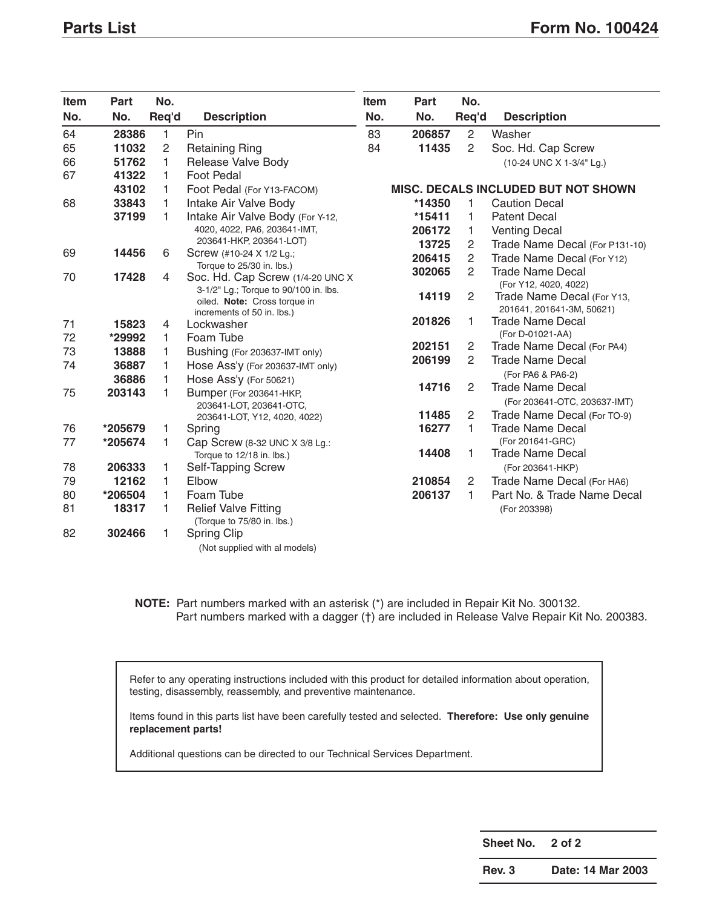## Parts List

## Form No. 100424

| Item No. | Part No. | No. Req'd | Description |
|---|---|---|---|
| 64 | **28386** | 1 | Pin |
| 65 | **11032** | 2 | Retaining Ring |
| 66 | **51762** | 1 | Release Valve Body |
| 67 | **41322** | 1 | Foot Pedal |
| | **43102** | 1 | Foot Pedal (For Y13-FACOM) |
| 68 | **33843** | 1 | Intake Air Valve Body |
| | **37199** | 1 | Intake Air Valve Body (For Y-12, 4020, 4022, PA6, 203641-IMT, 203641-HKP, 203641-LOT) |
| 69 | **14456** | 6 | Screw (#10-24 X 1/2 Lg.; Torque to 25/30 in. lbs.) |
| 70 | **17428** | 4 | Soc. Hd. Cap Screw (1/4-20 UNC X 3-1/2" Lg.; Torque to 90/100 in. lbs. oiled. **Note:** Cross torque in increments of 50 in. lbs.) |
| 71 | **15823** | 4 | Lockwasher |
| 72 | ***29992** | 1 | Foam Tube |
| 73 | **13888** | 1 | Bushing (For 203637-IMT only) |
| 74 | **36887** | 1 | Hose Ass'y (For 203637-IMT only) |
| | **36886** | 1 | Hose Ass'y (For 50621) |
| 75 | **203143** | 1 | Bumper (For 203641-HKP, 203641-LOT, 203641-OTC, 203641-LOT, Y12, 4020, 4022) |
| 76 | ***205679** | 1 | Spring |
| 77 | ***205674** | 1 | Cap Screw (8-32 UNC X 3/8 Lg.: Torque to 12/18 in. lbs.) |
| 78 | **206333** | 1 | Self-Tapping Screw |
| 79 | **12162** | 1 | Elbow |
| 80 | ***206504** | 1 | Foam Tube |
| 81 | **18317** | 1 | Relief Valve Fitting (Torque to 75/80 in. lbs.) |
| 82 | **302466** | 1 | Spring Clip (Not supplied with al models) |
| 83 | **206857** | 2 | Washer |
| 84 | **11435** | 2 | Soc. Hd. Cap Screw (10-24 UNC X 1-3/4" Lg.) |
| | | | **MISC. DECALS INCLUDED BUT NOT SHOWN** |
| | ***14350** | 1 | Caution Decal |
| | ***15411** | 1 | Patent Decal |
| | **206172** | 1 | Venting Decal |
| | **13725** | 2 | Trade Name Decal (For P131-10) |
| | **206415** | 2 | Trade Name Decal (For Y12) |
| | **302065** | 2 | Trade Name Decal (For Y12, 4020, 4022) |
| | **14119** | 2 | Trade Name Decal (For Y13, 201641, 201641-3M, 50621) |
| | **201826** | 1 | Trade Name Decal (For D-01021-AA) |
| | **202151** | 2 | Trade Name Decal (For PA4) |
| | **206199** | 2 | Trade Name Decal (For PA6 & PA6-2) |
| | **14716** | 2 | Trade Name Decal (For 203641-OTC, 203637-IMT) |
| | **11485** | 2 | Trade Name Decal (For TO-9) |
| | **16277** | 1 | Trade Name Decal (For 201641-GRC) |
| | **14408** | 1 | Trade Name Decal (For 203641-HKP) |
| | **210854** | 2 | Trade Name Decal (For HA6) |
| | **206137** | 1 | Part No. & Trade Name Decal (For 203398) |

**NOTE:** Part numbers marked with an asterisk (*) are included in Repair Kit No. 300132.
Part numbers marked with a dagger (†) are included in Release Valve Repair Kit No. 200383.

Refer to any operating instructions included with this product for detailed information about operation, testing, disassembly, reassembly, and preventive maintenance.

Items found in this parts list have been carefully tested and selected. **Therefore: Use only genuine replacement parts!**

Additional questions can be directed to our Technical Services Department.

| **Sheet No.** | **2 of 2** |
|---|---|
| **Rev. 3** | **Date: 14 Mar 2003** |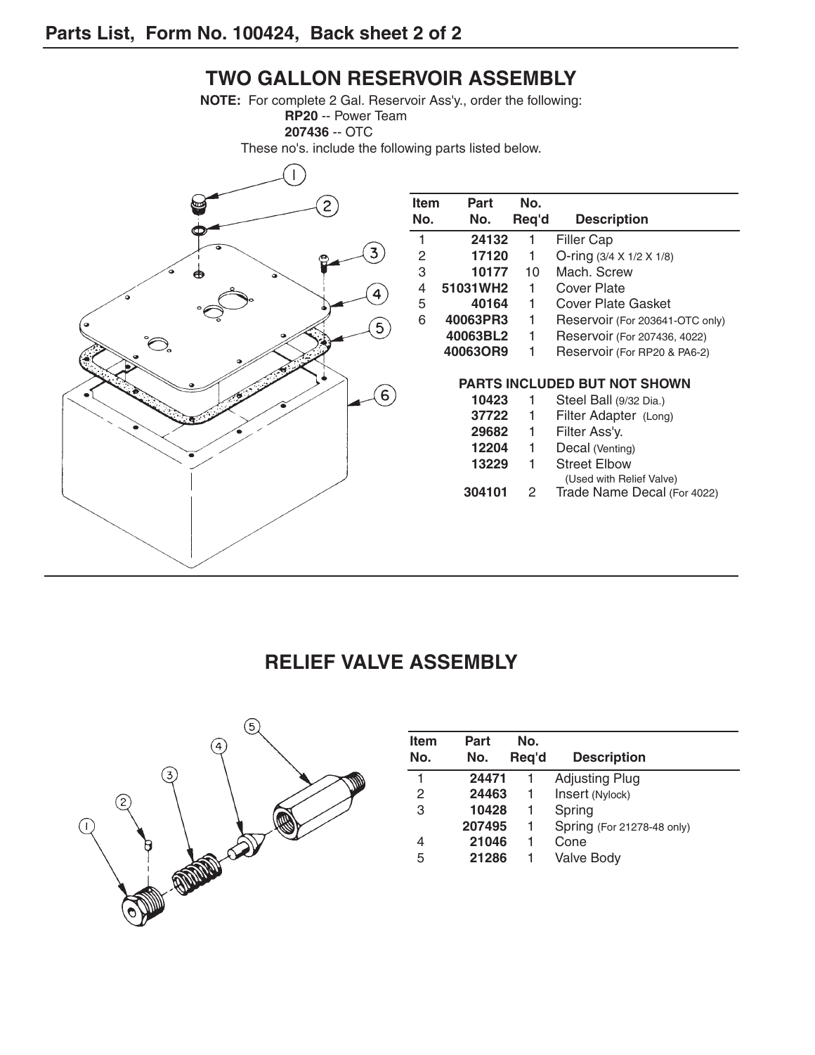## Parts List, Form No. 100424, Back sheet 2 of 2

# TWO GALLON RESERVOIR ASSEMBLY

**NOTE:** For complete 2 Gal. Reservoir Ass'y., order the following:
**RP20** -- Power Team
**207436** -- OTC
These no's. include the following parts listed below.

| Item No. | Part No. | No. Req'd | Description |
|---|---|---|---|
| 1 | 24132 | 1 | Filler Cap |
| 2 | 17120 | 1 | O-ring (3/4 X 1/2 X 1/8) |
| 3 | 10177 | 10 | Mach. Screw |
| 4 | 51031WH2 | 1 | Cover Plate |
| 5 | 40164 | 1 | Cover Plate Gasket |
| 6 | 40063PR3 | 1 | Reservoir (For 203641-OTC only) |
| | 40063BL2 | 1 | Reservoir (For 207436, 4022) |
| | 40063OR9 | 1 | Reservoir (For RP20 & PA6-2) |
| | **PARTS INCLUDED BUT NOT SHOWN** | | |
| | 10423 | 1 | Steel Ball (9/32 Dia.) |
| | 37722 | 1 | Filter Adapter (Long) |
| | 29682 | 1 | Filter Ass'y. |
| | 12204 | 1 | Decal (Venting) |
| | 13229 | 1 | Street Elbow (Used with Relief Valve) |
| | 304101 | 2 | Trade Name Decal (For 4022) |

# RELIEF VALVE ASSEMBLY

| Item No. | Part No. | No. Req'd | Description |
|---|---|---|---|
| 1 | 24471 | 1 | Adjusting Plug |
| 2 | 24463 | 1 | Insert (Nylock) |
| 3 | 10428 | 1 | Spring |
| | 207495 | 1 | Spring (For 21278-48 only) |
| 4 | 21046 | 1 | Cone |
| 5 | 21286 | 1 | Valve Body |